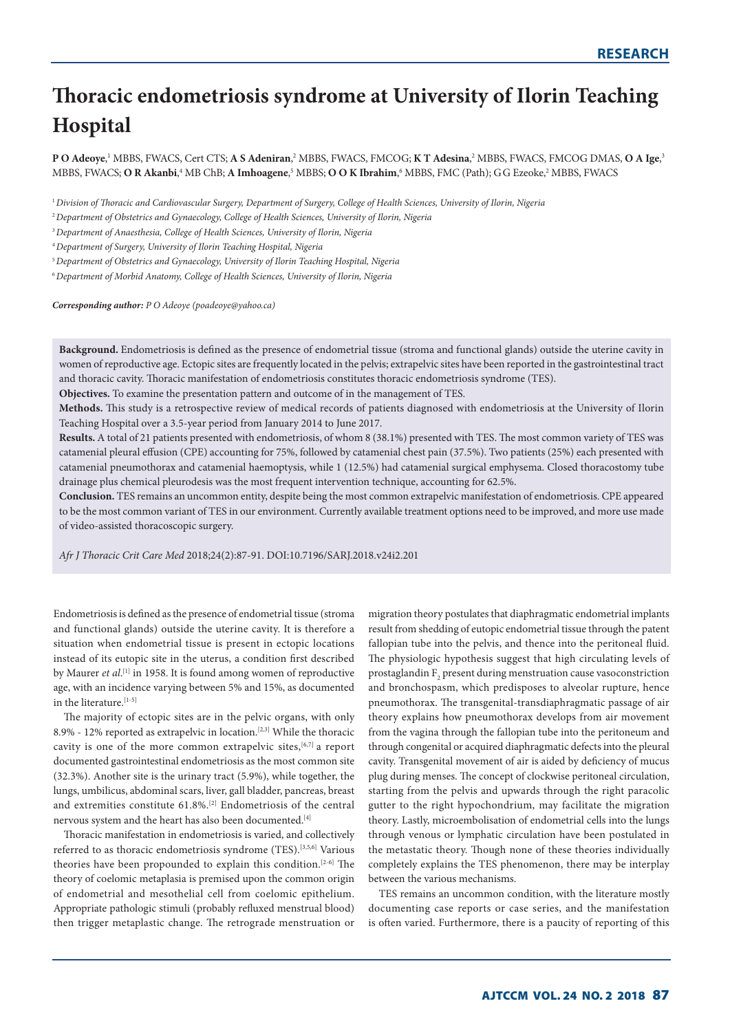RESEARCH

# Thoracic endometriosis syndrome at University of Ilorin Teaching Hospital

**P O Adeoye**,[1] MBBS, FWACS, Cert CTS; **A S Adeniran**,[2] MBBS, FWACS, FMCOG; **K T Adesina**,[2] MBBS, FWACS, FMCOG DMAS, **O A Ige**,[3] MBBS, FWACS; **O R Akanbi**,[4] MB ChB; **A Imhoagene**,[5] MBBS; **O O K Ibrahim**,[6] MBBS, FMC (Path); G G Ezeoke,[2] MBBS, FWACS

[1] *Division of Thoracic and Cardiovascular Surgery, Department of Surgery, College of Health Sciences, University of Ilorin, Nigeria*

[2] *Department of Obstetrics and Gynaecology, College of Health Sciences, University of Ilorin, Nigeria*

[3] *Department of Anaesthesia, College of Health Sciences, University of Ilorin, Nigeria*

[4] *Department of Surgery, University of Ilorin Teaching Hospital, Nigeria*

[5] *Department of Obstetrics and Gynaecology, University of Ilorin Teaching Hospital, Nigeria*

[6] *Department of Morbid Anatomy, College of Health Sciences, University of Ilorin, Nigeria*

***Corresponding author:*** *P O Adeoye (poadeoye@yahoo.ca)*

**Background.** Endometriosis is defined as the presence of endometrial tissue (stroma and functional glands) outside the uterine cavity in women of reproductive age. Ectopic sites are frequently located in the pelvis; extrapelvic sites have been reported in the gastrointestinal tract and thoracic cavity. Thoracic manifestation of endometriosis constitutes thoracic endometriosis syndrome (TES).

**Objectives.** To examine the presentation pattern and outcome of in the management of TES.

**Methods.** This study is a retrospective review of medical records of patients diagnosed with endometriosis at the University of Ilorin Teaching Hospital over a 3.5-year period from January 2014 to June 2017.

**Results.** A total of 21 patients presented with endometriosis, of whom 8 (38.1%) presented with TES. The most common variety of TES was catamenial pleural effusion (CPE) accounting for 75%, followed by catamenial chest pain (37.5%). Two patients (25%) each presented with catamenial pneumothorax and catamenial haemoptysis, while 1 (12.5%) had catamenial surgical emphysema. Closed thoracostomy tube drainage plus chemical pleurodesis was the most frequent intervention technique, accounting for 62.5%.

**Conclusion.** TES remains an uncommon entity, despite being the most common extrapelvic manifestation of endometriosis. CPE appeared to be the most common variant of TES in our environment. Currently available treatment options need to be improved, and more use made of video-assisted thoracoscopic surgery.

*Afr J Thoracic Crit Care Med* 2018;24(2):87-91. DOI:10.7196/SARJ.2018.v24i2.201

Endometriosis is defined as the presence of endometrial tissue (stroma and functional glands) outside the uterine cavity. It is therefore a situation when endometrial tissue is present in ectopic locations instead of its eutopic site in the uterus, a condition first described by Maurer *et al*.[1] in 1958. It is found among women of reproductive age, with an incidence varying between 5% and 15%, as documented in the literature.[1-5]

The majority of ectopic sites are in the pelvic organs, with only 8.9% - 12% reported as extrapelvic in location.[2,3] While the thoracic cavity is one of the more common extrapelvic sites,[6,7] a report documented gastrointestinal endometriosis as the most common site (32.3%). Another site is the urinary tract (5.9%), while together, the lungs, umbilicus, abdominal scars, liver, gall bladder, pancreas, breast and extremities constitute 61.8%.[2] Endometriosis of the central nervous system and the heart has also been documented.[4]

Thoracic manifestation in endometriosis is varied, and collectively referred to as thoracic endometriosis syndrome (TES).[3,5,6] Various theories have been propounded to explain this condition.[2-6] The theory of coelomic metaplasia is premised upon the common origin of endometrial and mesothelial cell from coelomic epithelium. Appropriate pathologic stimuli (probably refluxed menstrual blood) then trigger metaplastic change. The retrograde menstruation or migration theory postulates that diaphragmatic endometrial implants result from shedding of eutopic endometrial tissue through the patent fallopian tube into the pelvis, and thence into the peritoneal fluid. The physiologic hypothesis suggest that high circulating levels of prostaglandin $F_2$ present during menstruation cause vasoconstriction and bronchospasm, which predisposes to alveolar rupture, hence pneumothorax. The transgenital-transdiaphragmatic passage of air theory explains how pneumothorax develops from air movement from the vagina through the fallopian tube into the peritoneum and through congenital or acquired diaphragmatic defects into the pleural cavity. Transgenital movement of air is aided by deficiency of mucus plug during menses. The concept of clockwise peritoneal circulation, starting from the pelvis and upwards through the right paracolic gutter to the right hypochondrium, may facilitate the migration theory. Lastly, microembolisation of endometrial cells into the lungs through venous or lymphatic circulation have been postulated in the metastatic theory. Though none of these theories individually completely explains the TES phenomenon, there may be interplay between the various mechanisms.

TES remains an uncommon condition, with the literature mostly documenting case reports or case series, and the manifestation is often varied. Furthermore, there is a paucity of reporting of this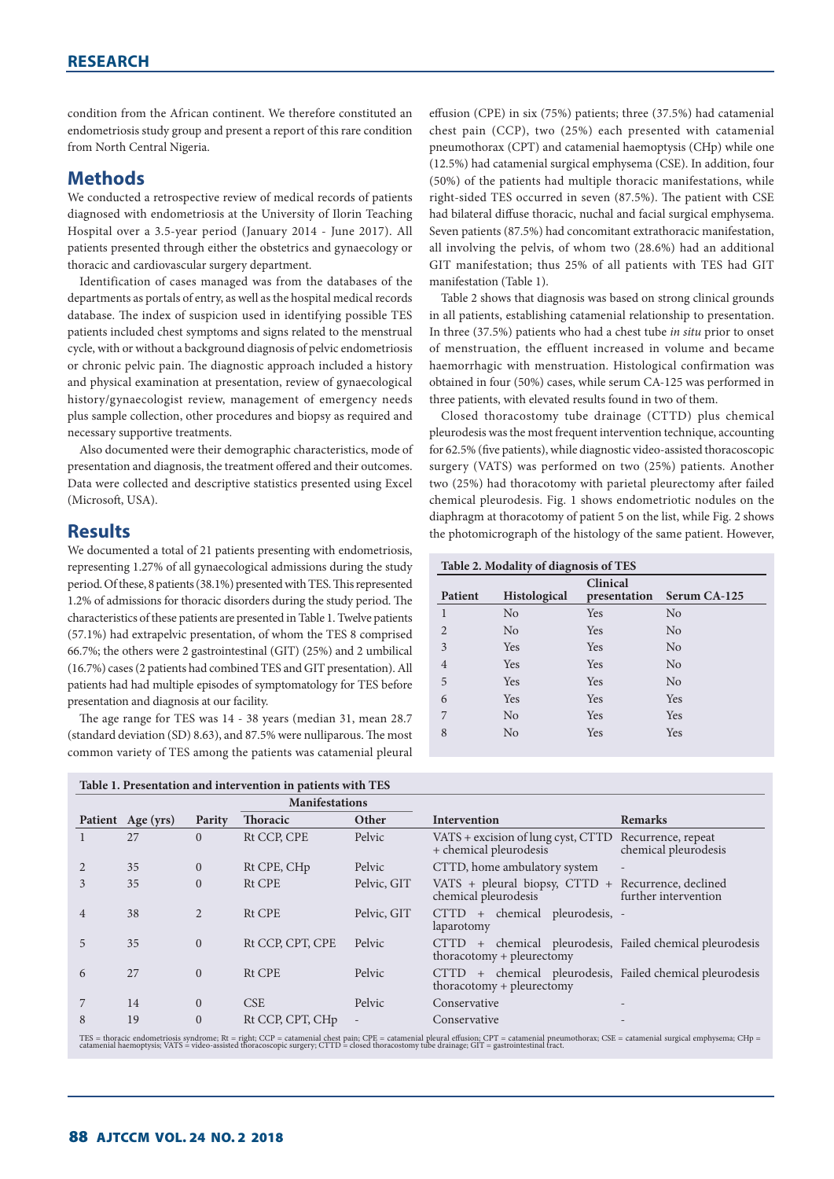condition from the African continent. We therefore constituted an endometriosis study group and present a report of this rare condition from North Central Nigeria.

## Methods

We conducted a retrospective review of medical records of patients diagnosed with endometriosis at the University of Ilorin Teaching Hospital over a 3.5-year period (January 2014 - June 2017). All patients presented through either the obstetrics and gynaecology or thoracic and cardiovascular surgery department.

Identification of cases managed was from the databases of the departments as portals of entry, as well as the hospital medical records database. The index of suspicion used in identifying possible TES patients included chest symptoms and signs related to the menstrual cycle, with or without a background diagnosis of pelvic endometriosis or chronic pelvic pain. The diagnostic approach included a history and physical examination at presentation, review of gynaecological history/gynaecologist review, management of emergency needs plus sample collection, other procedures and biopsy as required and necessary supportive treatments.

Also documented were their demographic characteristics, mode of presentation and diagnosis, the treatment offered and their outcomes. Data were collected and descriptive statistics presented using Excel (Microsoft, USA).

## Results

We documented a total of 21 patients presenting with endometriosis, representing 1.27% of all gynaecological admissions during the study period. Of these, 8 patients (38.1%) presented with TES. This represented 1.2% of admissions for thoracic disorders during the study period. The characteristics of these patients are presented in Table 1. Twelve patients (57.1%) had extrapelvic presentation, of whom the TES 8 comprised 66.7%; the others were 2 gastrointestinal (GIT) (25%) and 2 umbilical (16.7%) cases (2 patients had combined TES and GIT presentation). All patients had had multiple episodes of symptomatology for TES before presentation and diagnosis at our facility.

The age range for TES was 14 - 38 years (median 31, mean 28.7 (standard deviation (SD) 8.63), and 87.5% were nulliparous. The most common variety of TES among the patients was catamenial pleural effusion (CPE) in six (75%) patients; three (37.5%) had catamenial chest pain (CCP), two (25%) each presented with catamenial pneumothorax (CPT) and catamenial haemoptysis (CHp) while one (12.5%) had catamenial surgical emphysema (CSE). In addition, four (50%) of the patients had multiple thoracic manifestations, while right-sided TES occurred in seven (87.5%). The patient with CSE had bilateral diffuse thoracic, nuchal and facial surgical emphysema. Seven patients (87.5%) had concomitant extrathoracic manifestation, all involving the pelvis, of whom two (28.6%) had an additional GIT manifestation; thus 25% of all patients with TES had GIT manifestation (Table 1).

Table 2 shows that diagnosis was based on strong clinical grounds in all patients, establishing catamenial relationship to presentation. In three (37.5%) patients who had a chest tube *in situ* prior to onset of menstruation, the effluent increased in volume and became haemorrhagic with menstruation. Histological confirmation was obtained in four (50%) cases, while serum CA-125 was performed in three patients, with elevated results found in two of them.

Closed thoracostomy tube drainage (CTTD) plus chemical pleurodesis was the most frequent intervention technique, accounting for 62.5% (five patients), while diagnostic video-assisted thoracoscopic surgery (VATS) was performed on two (25%) patients. Another two (25%) had thoracotomy with parietal pleurectomy after failed chemical pleurodesis. Fig. 1 shows endometriotic nodules on the diaphragm at thoracotomy of patient 5 on the list, while Fig. 2 shows the photomicrograph of the histology of the same patient. However,

**Table 2. Modality of diagnosis of TES**

| Patient | Histological | Clinical presentation | Serum CA-125 |
|---|---|---|---|
| 1 | No | Yes | No |
| 2 | No | Yes | No |
| 3 | Yes | Yes | No |
| 4 | Yes | Yes | No |
| 5 | Yes | Yes | No |
| 6 | Yes | Yes | Yes |
| 7 | No | Yes | Yes |
| 8 | No | Yes | Yes |

**Table 1. Presentation and intervention in patients with TES**

| | | | Manifestations | | | |
|---|---|---|---|---|---|---|
| Patient | Age (yrs) | Parity | Thoracic | Other | Intervention | Remarks |
| 1 | 27 | 0 | Rt CCP, CPE | Pelvic | VATS + excision of lung cyst, CTTD + chemical pleurodesis | Recurrence, repeat chemical pleurodesis |
| 2 | 35 | 0 | Rt CPE, CHp | Pelvic | CTTD, home ambulatory system | - |
| 3 | 35 | 0 | Rt CPE | Pelvic, GIT | VATS + pleural biopsy, CTTD + chemical pleurodesis | Recurrence, declined further intervention |
| 4 | 38 | 2 | Rt CPE | Pelvic, GIT | CTTD + chemical pleurodesis, laparotomy | - |
| 5 | 35 | 0 | Rt CCP, CPT, CPE | Pelvic | CTTD + chemical pleurodesis, thoracotomy + pleurectomy | Failed chemical pleurodesis |
| 6 | 27 | 0 | Rt CPE | Pelvic | CTTD + chemical pleurodesis, thoracotomy + pleurectomy | Failed chemical pleurodesis |
| 7 | 14 | 0 | CSE | Pelvic | Conservative | - |
| 8 | 19 | 0 | Rt CCP, CPT, CHp | - | Conservative | - |

TES = thoracic endometriosis syndrome; Rt = right; CCP = catamenial chest pain; CPE = catamenial pleural effusion; CPT = catamenial pneumothorax; CSE = catamenial surgical emphysema; CHp = catamenial haemoptysis; VATS = video-assisted thoracoscopic surgery; CTTD = closed thoracostomy tube drainage; GIT = gastrointestinal tract.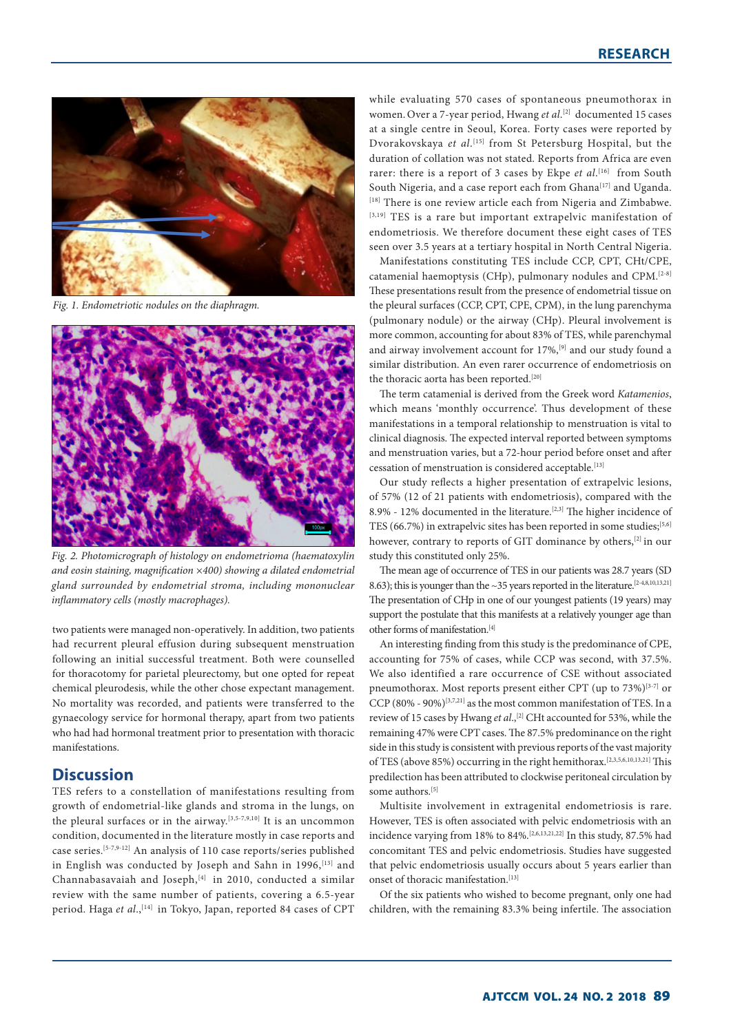Fig. 1. Endometriotic nodules on the diaphragm.

Fig. 2. Photomicrograph of histology on endometrioma (haematoxylin and eosin staining, magnification ×400) showing a dilated endometrial gland surrounded by endometrial stroma, including mononuclear inflammatory cells (mostly macrophages).

two patients were managed non-operatively. In addition, two patients had recurrent pleural effusion during subsequent menstruation following an initial successful treatment. Both were counselled for thoracotomy for parietal pleurectomy, but one opted for repeat chemical pleurodesis, while the other chose expectant management. No mortality was recorded, and patients were transferred to the gynaecology service for hormonal therapy, apart from two patients who had had hormonal treatment prior to presentation with thoracic manifestations.

## Discussion

TES refers to a constellation of manifestations resulting from growth of endometrial-like glands and stroma in the lungs, on the pleural surfaces or in the airway.[3,5-7,9,10] It is an uncommon condition, documented in the literature mostly in case reports and case series.[5-7,9-12] An analysis of 110 case reports/series published in English was conducted by Joseph and Sahn in 1996,[13] and Channabasavaiah and Joseph,[4] in 2010, conducted a similar review with the same number of patients, covering a 6.5-year period. Haga *et al*.,[14] in Tokyo, Japan, reported 84 cases of CPT while evaluating 570 cases of spontaneous pneumothorax in women. Over a 7-year period, Hwang *et al*.[2] documented 15 cases at a single centre in Seoul, Korea. Forty cases were reported by Dvorakovskaya *et al*.[15] from St Petersburg Hospital, but the duration of collation was not stated. Reports from Africa are even rarer: there is a report of 3 cases by Ekpe *et al*.[16] from South South Nigeria, and a case report each from Ghana[17] and Uganda.[18] There is one review article each from Nigeria and Zimbabwe.[3,19] TES is a rare but important extrapelvic manifestation of endometriosis. We therefore document these eight cases of TES seen over 3.5 years at a tertiary hospital in North Central Nigeria.

Manifestations constituting TES include CCP, CPT, CHt/CPE, catamenial haemoptysis (CHp), pulmonary nodules and CPM.[2-8] These presentations result from the presence of endometrial tissue on the pleural surfaces (CCP, CPT, CPE, CPM), in the lung parenchyma (pulmonary nodule) or the airway (CHp). Pleural involvement is more common, accounting for about 83% of TES, while parenchymal and airway involvement account for 17%,[9] and our study found a similar distribution. An even rarer occurrence of endometriosis on the thoracic aorta has been reported.[20]

The term catamenial is derived from the Greek word *Katamenios*, which means 'monthly occurrence'. Thus development of these manifestations in a temporal relationship to menstruation is vital to clinical diagnosis. The expected interval reported between symptoms and menstruation varies, but a 72-hour period before onset and after cessation of menstruation is considered acceptable.[13]

Our study reflects a higher presentation of extrapelvic lesions, of 57% (12 of 21 patients with endometriosis), compared with the 8.9% - 12% documented in the literature.[2,3] The higher incidence of TES (66.7%) in extrapelvic sites has been reported in some studies;[5,6] however, contrary to reports of GIT dominance by others,[2] in our study this constituted only 25%.

The mean age of occurrence of TES in our patients was 28.7 years (SD 8.63); this is younger than the ~35 years reported in the literature.[2-4,8,10,13,21] The presentation of CHp in one of our youngest patients (19 years) may support the postulate that this manifests at a relatively younger age than other forms of manifestation.[4]

An interesting finding from this study is the predominance of CPE, accounting for 75% of cases, while CCP was second, with 37.5%. We also identified a rare occurrence of CSE without associated pneumothorax. Most reports present either CPT (up to 73%)[3-7] or CCP (80% - 90%)[3,7,21] as the most common manifestation of TES. In a review of 15 cases by Hwang *et al*.,[2] CHt accounted for 53%, while the remaining 47% were CPT cases. The 87.5% predominance on the right side in this study is consistent with previous reports of the vast majority of TES (above 85%) occurring in the right hemithorax.[2,3,5,6,10,13,21] This predilection has been attributed to clockwise peritoneal circulation by some authors.[5]

Multisite involvement in extragenital endometriosis is rare. However, TES is often associated with pelvic endometriosis with an incidence varying from 18% to 84%.[2,6,13,21,22] In this study, 87.5% had concomitant TES and pelvic endometriosis. Studies have suggested that pelvic endometriosis usually occurs about 5 years earlier than onset of thoracic manifestation.[13]

Of the six patients who wished to become pregnant, only one had children, with the remaining 83.3% being infertile. The association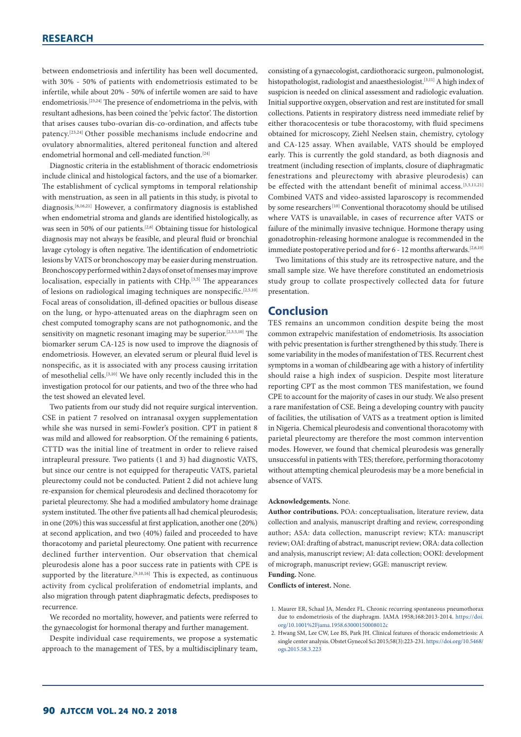between endometriosis and infertility has been well documented, with 30% - 50% of patients with endometriosis estimated to be infertile, while about 20% - 50% of infertile women are said to have endometriosis.[23,24] The presence of endometrioma in the pelvis, with resultant adhesions, has been coined the 'pelvic factor'. The distortion that arises causes tubo-ovarian dis-co-ordination, and affects tube patency.[23,24] Other possible mechanisms include endocrine and ovulatory abnormalities, altered peritoneal function and altered endometrial hormonal and cell-mediated function.[24]

Diagnostic criteria in the establishment of thoracic endometriosis include clinical and histological factors, and the use of a biomarker. The establishment of cyclical symptoms in temporal relationship with menstruation, as seen in all patients in this study, is pivotal to diagnosis.[6,16,21] However, a confirmatory diagnosis is established when endometrial stroma and glands are identified histologically, as was seen in 50% of our patients.[2,6] Obtaining tissue for histological diagnosis may not always be feasible, and pleural fluid or bronchial lavage cytology is often negative. The identification of endometriotic lesions by VATS or bronchoscopy may be easier during menstruation. Bronchoscopy performed within 2 days of onset of menses may improve localisation, especially in patients with CHp.[3,5] The appearances of lesions on radiological imaging techniques are nonspecific.[2,5,10] Focal areas of consolidation, ill-defined opacities or bullous disease on the lung, or hypo-attenuated areas on the diaphragm seen on chest computed tomography scans are not pathognomonic, and the sensitivity on magnetic resonant imaging may be superior.[2,3,5,10] The biomarker serum CA-125 is now used to improve the diagnosis of endometriosis. However, an elevated serum or pleural fluid level is nonspecific, as it is associated with any process causing irritation of mesothelial cells.[3,10] We have only recently included this in the investigation protocol for our patients, and two of the three who had the test showed an elevated level.

Two patients from our study did not require surgical intervention. CSE in patient 7 resolved on intranasal oxygen supplementation while she was nursed in semi-Fowler's position. CPT in patient 8 was mild and allowed for reabsorption. Of the remaining 6 patients, CTTD was the initial line of treatment in order to relieve raised intrapleural pressure. Two patients (1 and 3) had diagnostic VATS, but since our centre is not equipped for therapeutic VATS, parietal pleurectomy could not be conducted. Patient 2 did not achieve lung re-expansion for chemical pleurodesis and declined thoracotomy for parietal pleurectomy. She had a modified ambulatory home drainage system instituted. The other five patients all had chemical pleurodesis; in one (20%) this was successful at first application, another one (20%) at second application, and two (40%) failed and proceeded to have thoracotomy and parietal pleurectomy. One patient with recurrence declined further intervention. Our observation that chemical pleurodesis alone has a poor success rate in patients with CPE is supported by the literature.[9,10,16] This is expected, as continuous activity from cyclical proliferation of endometrial implants, and also migration through patent diaphragmatic defects, predisposes to recurrence.

We recorded no mortality, however, and patients were referred to the gynaecologist for hormonal therapy and further management.

Despite individual case requirements, we propose a systematic approach to the management of TES, by a multidisciplinary team, consisting of a gynaecologist, cardiothoracic surgeon, pulmonologist, histopathologist, radiologist and anaesthesiologist.[3,11] A high index of suspicion is needed on clinical assessment and radiologic evaluation. Initial supportive oxygen, observation and rest are instituted for small collections. Patients in respiratory distress need immediate relief by either thoracocentesis or tube thoracostomy, with fluid specimens obtained for microscopy, Ziehl Neelsen stain, chemistry, cytology and CA-125 assay. When available, VATS should be employed early. This is currently the gold standard, as both diagnosis and treatment (including resection of implants, closure of diaphragmatic fenestrations and pleurectomy with abrasive pleurodesis) can be effected with the attendant benefit of minimal access.[3,5,11,21] Combined VATS and video-assisted laparoscopy is recommended by some researchers.[10] Conventional thoracotomy should be utilised where VATS is unavailable, in cases of recurrence after VATS or failure of the minimally invasive technique. Hormone therapy using gonadotrophin-releasing hormone analogue is recommended in the immediate postoperative period and for 6 - 12 months afterwards.[2,6,10]

Two limitations of this study are its retrospective nature, and the small sample size. We have therefore constituted an endometriosis study group to collate prospectively collected data for future presentation.

## Conclusion

TES remains an uncommon condition despite being the most common extrapelvic manifestation of endometriosis. Its association with pelvic presentation is further strengthened by this study. There is some variability in the modes of manifestation of TES. Recurrent chest symptoms in a woman of childbearing age with a history of infertility should raise a high index of suspicion. Despite most literature reporting CPT as the most common TES manifestation, we found CPE to account for the majority of cases in our study. We also present a rare manifestation of CSE. Being a developing country with paucity of facilities, the utilisation of VATS as a treatment option is limited in Nigeria. Chemical pleurodesis and conventional thoracotomy with parietal pleurectomy are therefore the most common intervention modes. However, we found that chemical pleurodesis was generally unsuccessful in patients with TES; therefore, performing thoracotomy without attempting chemical pleurodesis may be a more beneficial in absence of VATS.

**Acknowledgements.** None.

**Author contributions.** POA: conceptualisation, literature review, data collection and analysis, manuscript drafting and review, corresponding author; ASA: data collection, manuscript review; KTA: manuscript review; OAI: drafting of abstract, manuscript review; ORA: data collection and analysis, manuscript review; AI: data collection; OOKI: development of micrograph, manuscript review; GGE: manuscript review.

**Funding.** None.

**Conflicts of interest.** None.

1. Maurer ER, Schaal JA, Mendez FL. Chronic recurring spontaneous pneumothorax due to endometriosis of the diaphragm. JAMA 1958;168:2013-2014. https://doi.org/10.1001%2Fjama.1958.63000150008012c
2. Hwang SM, Lee CW, Lee BS, Park JH. Clinical features of thoracic endometriosis: A single center analysis. Obstet Gynecol Sci 2015;58(3):223-231. https://doi.org/10.5468/ogs.2015.58.3.223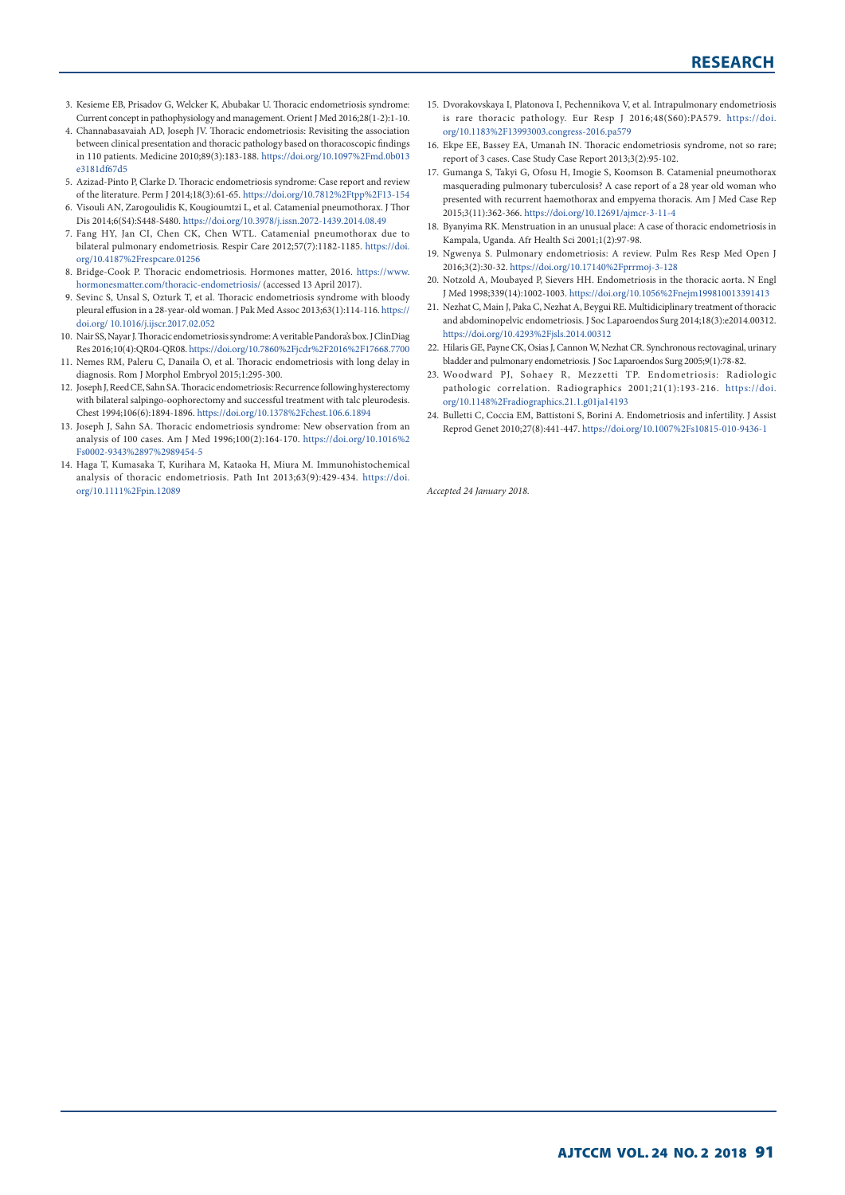3. Kesieme EB, Prisadov G, Welcker K, Abubakar U. Thoracic endometriosis syndrome: Current concept in pathophysiology and management. Orient J Med 2016;28(1-2):1-10.
4. Channabasavaiah AD, Joseph JV. Thoracic endometriosis: Revisiting the association between clinical presentation and thoracic pathology based on thoracoscopic findings in 110 patients. Medicine 2010;89(3):183-188. https://doi.org/10.1097%2Fmd.0b013e3181df67d5
5. Azizad-Pinto P, Clarke D. Thoracic endometriosis syndrome: Case report and review of the literature. Perm J 2014;18(3):61-65. https://doi.org/10.7812%2Ftpp%2F13-154
6. Visouli AN, Zarogoulidis K, Kougioumtzi L, et al. Catamenial pneumothorax. J Thor Dis 2014;6(S4):S448-S480. https://doi.org/10.3978/j.issn.2072-1439.2014.08.49
7. Fang HY, Jan CI, Chen CK, Chen WTL. Catamenial pneumothorax due to bilateral pulmonary endometriosis. Respir Care 2012;57(7):1182-1185. https://doi.org/10.4187%2Frespcare.01256
8. Bridge-Cook P. Thoracic endometriosis. Hormones matter, 2016. https://www.hormonesmatter.com/thoracic-endometriosis/ (accessed 13 April 2017).
9. Sevinc S, Unsal S, Ozturk T, et al. Thoracic endometriosis syndrome with bloody pleural effusion in a 28-year-old woman. J Pak Med Assoc 2013;63(1):114-116. https://doi.org/ 10.1016/j.ijscr.2017.02.052
10. Nair SS, Nayar J. Thoracic endometriosis syndrome: A veritable Pandora's box. J ClinDiag Res 2016;10(4):QR04-QR08. https://doi.org/10.7860%2Fjcdr%2F2016%2F17668.7700
11. Nemes RM, Paleru C, Danaila O, et al. Thoracic endometriosis with long delay in diagnosis. Rom J Morphol Embryol 2015;1:295-300.
12. Joseph J, Reed CE, Sahn SA. Thoracic endometriosis: Recurrence following hysterectomy with bilateral salpingo-oophorectomy and successful treatment with talc pleurodesis. Chest 1994;106(6):1894-1896. https://doi.org/10.1378%2Fchest.106.6.1894
13. Joseph J, Sahn SA. Thoracic endometriosis syndrome: New observation from an analysis of 100 cases. Am J Med 1996;100(2):164-170. https://doi.org/10.1016%2Fs0002-9343%2897%2989454-5
14. Haga T, Kumasaka T, Kurihara M, Kataoka H, Miura M. Immunohistochemical analysis of thoracic endometriosis. Path Int 2013;63(9):429-434. https://doi.org/10.1111%2Fpin.12089
15. Dvorakovskaya I, Platonova I, Pechennikova V, et al. Intrapulmonary endometriosis is rare thoracic pathology. Eur Resp J 2016;48(S60):PA579. https://doi.org/10.1183%2F13993003.congress-2016.pa579
16. Ekpe EE, Bassey EA, Umanah IN. Thoracic endometriosis syndrome, not so rare; report of 3 cases. Case Study Case Report 2013;3(2):95-102.
17. Gumanga S, Takyi G, Ofosu H, Imogie S, Koomson B. Catamenial pneumothorax masquerading pulmonary tuberculosis? A case report of a 28 year old woman who presented with recurrent haemothorax and empyema thoracis. Am J Med Case Rep 2015;3(11):362-366. https://doi.org/10.12691/ajmcr-3-11-4
18. Byanyima RK. Menstruation in an unusual place: A case of thoracic endometriosis in Kampala, Uganda. Afr Health Sci 2001;1(2):97-98.
19. Ngwenya S. Pulmonary endometriosis: A review. Pulm Res Resp Med Open J 2016;3(2):30-32. https://doi.org/10.17140%2Fprrmoj-3-128
20. Notzold A, Moubayed P, Sievers HH. Endometriosis in the thoracic aorta. N Engl J Med 1998;339(14):1002-1003. https://doi.org/10.1056%2Fnejm199810013391413
21. Nezhat C, Main J, Paka C, Nezhat A, Beygui RE. Multidiciplinary treatment of thoracic and abdominopelvic endometriosis. J Soc Laparoendos Surg 2014;18(3):e2014.00312. https://doi.org/10.4293%2Fjsls.2014.00312
22. Hilaris GE, Payne CK, Osias J, Cannon W, Nezhat CR. Synchronous rectovaginal, urinary bladder and pulmonary endometriosis. J Soc Laparoendos Surg 2005;9(1):78-82.
23. Woodward PJ, Sohaey R, Mezzetti TP. Endometriosis: Radiologic pathologic correlation. Radiographics 2001;21(1):193-216. https://doi.org/10.1148%2Fradiographics.21.1.g01ja14193
24. Bulletti C, Coccia EM, Battistoni S, Borini A. Endometriosis and infertility. J Assist Reprod Genet 2010;27(8):441-447. https://doi.org/10.1007%2Fs10815-010-9436-1

*Accepted 24 January 2018.*